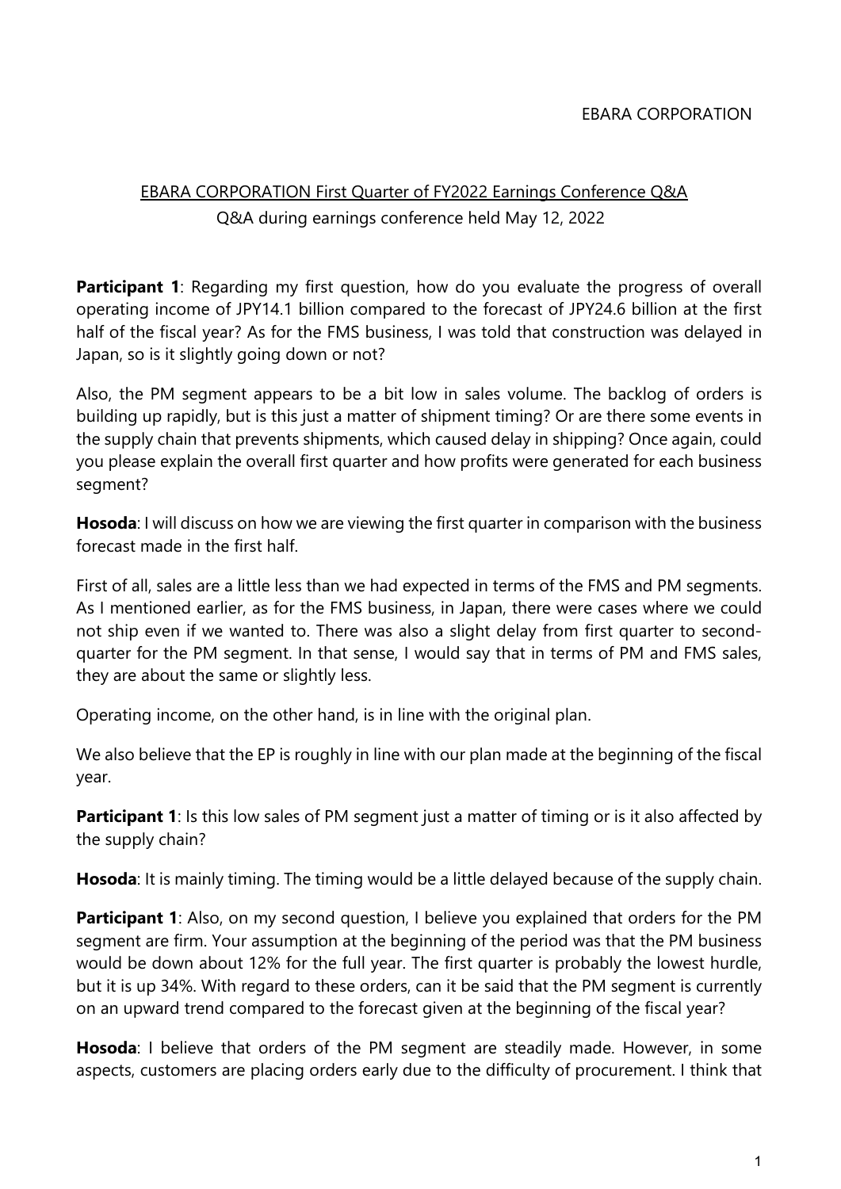EBARA CORPORATION

## EBARA CORPORATION First Quarter of FY2022 Earnings Conference Q&A

Q&A during earnings conference held May 12, 2022

**Participant 1**: Regarding my first question, how do you evaluate the progress of overall operating income of JPY14.1 billion compared to the forecast of JPY24.6 billion at the first half of the fiscal year? As for the FMS business, I was told that construction was delayed in Japan, so is it slightly going down or not?

Also, the PM segment appears to be a bit low in sales volume. The backlog of orders is building up rapidly, but is this just a matter of shipment timing? Or are there some events in the supply chain that prevents shipments, which caused delay in shipping? Once again, could you please explain the overall first quarter and how profits were generated for each business segment?

**Hosoda**: I will discuss on how we are viewing the first quarter in comparison with the business forecast made in the first half.

First of all, sales are a little less than we had expected in terms of the FMS and PM segments. As I mentioned earlier, as for the FMS business, in Japan, there were cases where we could not ship even if we wanted to. There was also a slight delay from first quarter to second-quarter for the PM segment. In that sense, I would say that in terms of PM and FMS sales, they are about the same or slightly less.

Operating income, on the other hand, is in line with the original plan.

We also believe that the EP is roughly in line with our plan made at the beginning of the fiscal year.

**Participant 1**: Is this low sales of PM segment just a matter of timing or is it also affected by the supply chain?

**Hosoda**: It is mainly timing. The timing would be a little delayed because of the supply chain.

**Participant 1**: Also, on my second question, I believe you explained that orders for the PM segment are firm. Your assumption at the beginning of the period was that the PM business would be down about 12% for the full year. The first quarter is probably the lowest hurdle, but it is up 34%. With regard to these orders, can it be said that the PM segment is currently on an upward trend compared to the forecast given at the beginning of the fiscal year?

**Hosoda**: I believe that orders of the PM segment are steadily made. However, in some aspects, customers are placing orders early due to the difficulty of procurement. I think that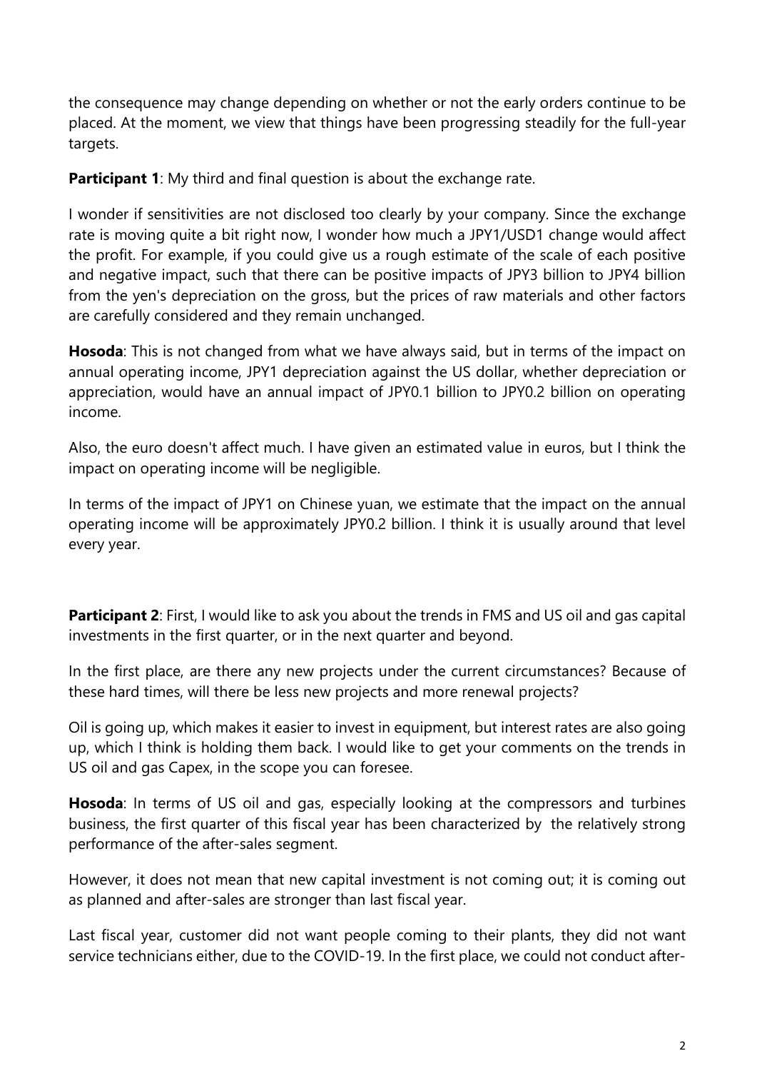the consequence may change depending on whether or not the early orders continue to be placed. At the moment, we view that things have been progressing steadily for the full-year targets.

**Participant 1**: My third and final question is about the exchange rate.

I wonder if sensitivities are not disclosed too clearly by your company. Since the exchange rate is moving quite a bit right now, I wonder how much a JPY1/USD1 change would affect the profit. For example, if you could give us a rough estimate of the scale of each positive and negative impact, such that there can be positive impacts of JPY3 billion to JPY4 billion from the yen's depreciation on the gross, but the prices of raw materials and other factors are carefully considered and they remain unchanged.

**Hosoda**: This is not changed from what we have always said, but in terms of the impact on annual operating income, JPY1 depreciation against the US dollar, whether depreciation or appreciation, would have an annual impact of JPY0.1 billion to JPY0.2 billion on operating income.

Also, the euro doesn't affect much. I have given an estimated value in euros, but I think the impact on operating income will be negligible.

In terms of the impact of JPY1 on Chinese yuan, we estimate that the impact on the annual operating income will be approximately JPY0.2 billion. I think it is usually around that level every year.

**Participant 2**: First, I would like to ask you about the trends in FMS and US oil and gas capital investments in the first quarter, or in the next quarter and beyond.

In the first place, are there any new projects under the current circumstances? Because of these hard times, will there be less new projects and more renewal projects?

Oil is going up, which makes it easier to invest in equipment, but interest rates are also going up, which I think is holding them back. I would like to get your comments on the trends in US oil and gas Capex, in the scope you can foresee.

**Hosoda**: In terms of US oil and gas, especially looking at the compressors and turbines business, the first quarter of this fiscal year has been characterized by the relatively strong performance of the after-sales segment.

However, it does not mean that new capital investment is not coming out; it is coming out as planned and after-sales are stronger than last fiscal year.

Last fiscal year, customer did not want people coming to their plants, they did not want service technicians either, due to the COVID-19. In the first place, we could not conduct after-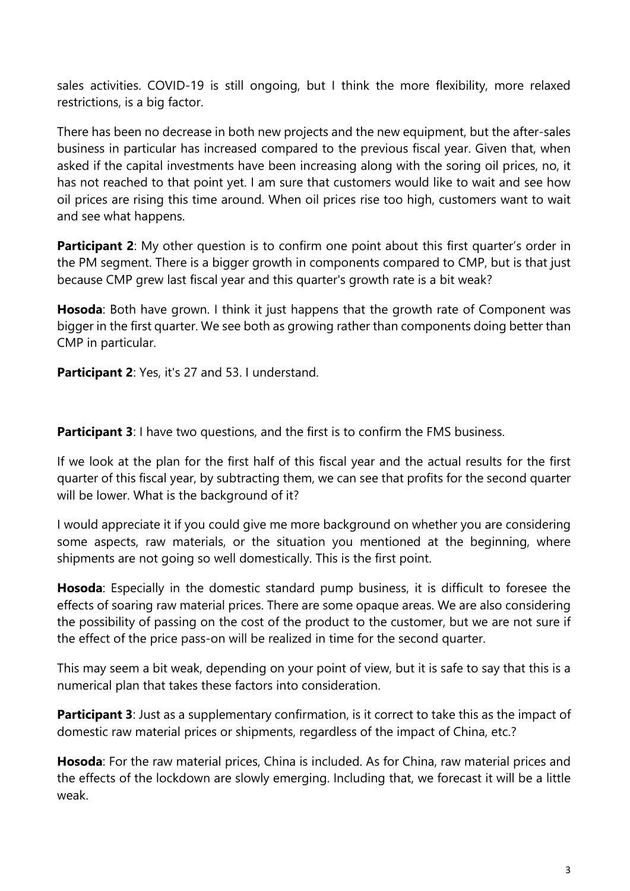sales activities. COVID-19 is still ongoing, but I think the more flexibility, more relaxed restrictions, is a big factor.

There has been no decrease in both new projects and the new equipment, but the after-sales business in particular has increased compared to the previous fiscal year. Given that, when asked if the capital investments have been increasing along with the soring oil prices, no, it has not reached to that point yet. I am sure that customers would like to wait and see how oil prices are rising this time around. When oil prices rise too high, customers want to wait and see what happens.

**Participant 2**: My other question is to confirm one point about this first quarter's order in the PM segment. There is a bigger growth in components compared to CMP, but is that just because CMP grew last fiscal year and this quarter's growth rate is a bit weak?

**Hosoda**: Both have grown. I think it just happens that the growth rate of Component was bigger in the first quarter. We see both as growing rather than components doing better than CMP in particular.

**Participant 2**: Yes, it's 27 and 53. I understand.

**Participant 3**: I have two questions, and the first is to confirm the FMS business.

If we look at the plan for the first half of this fiscal year and the actual results for the first quarter of this fiscal year, by subtracting them, we can see that profits for the second quarter will be lower. What is the background of it?

I would appreciate it if you could give me more background on whether you are considering some aspects, raw materials, or the situation you mentioned at the beginning, where shipments are not going so well domestically. This is the first point.

**Hosoda**: Especially in the domestic standard pump business, it is difficult to foresee the effects of soaring raw material prices. There are some opaque areas. We are also considering the possibility of passing on the cost of the product to the customer, but we are not sure if the effect of the price pass-on will be realized in time for the second quarter.

This may seem a bit weak, depending on your point of view, but it is safe to say that this is a numerical plan that takes these factors into consideration.

**Participant 3**: Just as a supplementary confirmation, is it correct to take this as the impact of domestic raw material prices or shipments, regardless of the impact of China, etc.?

**Hosoda**: For the raw material prices, China is included. As for China, raw material prices and the effects of the lockdown are slowly emerging. Including that, we forecast it will be a little weak.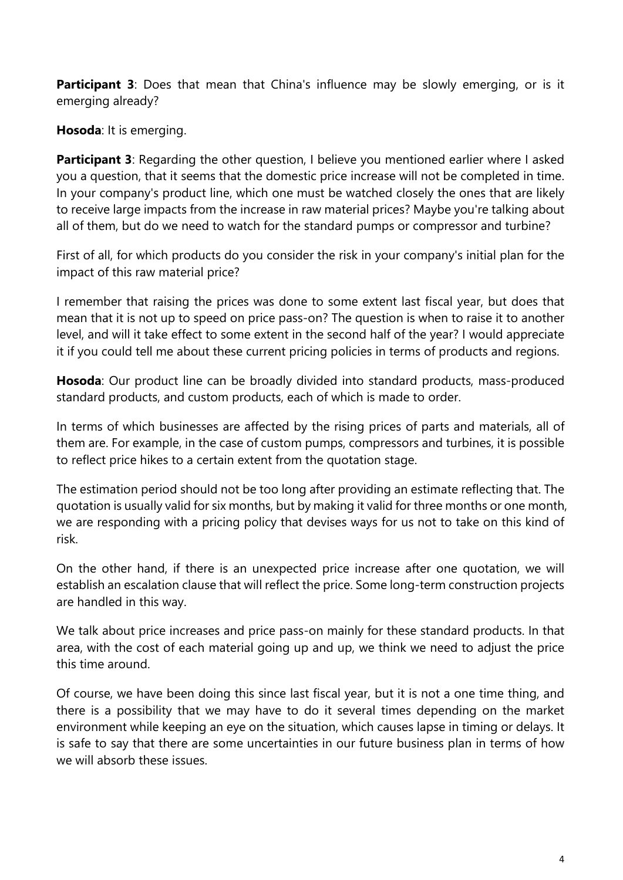**Participant 3**: Does that mean that China's influence may be slowly emerging, or is it emerging already?

**Hosoda**: It is emerging.

**Participant 3**: Regarding the other question, I believe you mentioned earlier where I asked you a question, that it seems that the domestic price increase will not be completed in time. In your company's product line, which one must be watched closely the ones that are likely to receive large impacts from the increase in raw material prices? Maybe you're talking about all of them, but do we need to watch for the standard pumps or compressor and turbine?

First of all, for which products do you consider the risk in your company's initial plan for the impact of this raw material price?

I remember that raising the prices was done to some extent last fiscal year, but does that mean that it is not up to speed on price pass-on? The question is when to raise it to another level, and will it take effect to some extent in the second half of the year? I would appreciate it if you could tell me about these current pricing policies in terms of products and regions.

**Hosoda**: Our product line can be broadly divided into standard products, mass-produced standard products, and custom products, each of which is made to order.

In terms of which businesses are affected by the rising prices of parts and materials, all of them are. For example, in the case of custom pumps, compressors and turbines, it is possible to reflect price hikes to a certain extent from the quotation stage.

The estimation period should not be too long after providing an estimate reflecting that. The quotation is usually valid for six months, but by making it valid for three months or one month, we are responding with a pricing policy that devises ways for us not to take on this kind of risk.

On the other hand, if there is an unexpected price increase after one quotation, we will establish an escalation clause that will reflect the price. Some long-term construction projects are handled in this way.

We talk about price increases and price pass-on mainly for these standard products. In that area, with the cost of each material going up and up, we think we need to adjust the price this time around.

Of course, we have been doing this since last fiscal year, but it is not a one time thing, and there is a possibility that we may have to do it several times depending on the market environment while keeping an eye on the situation, which causes lapse in timing or delays. It is safe to say that there are some uncertainties in our future business plan in terms of how we will absorb these issues.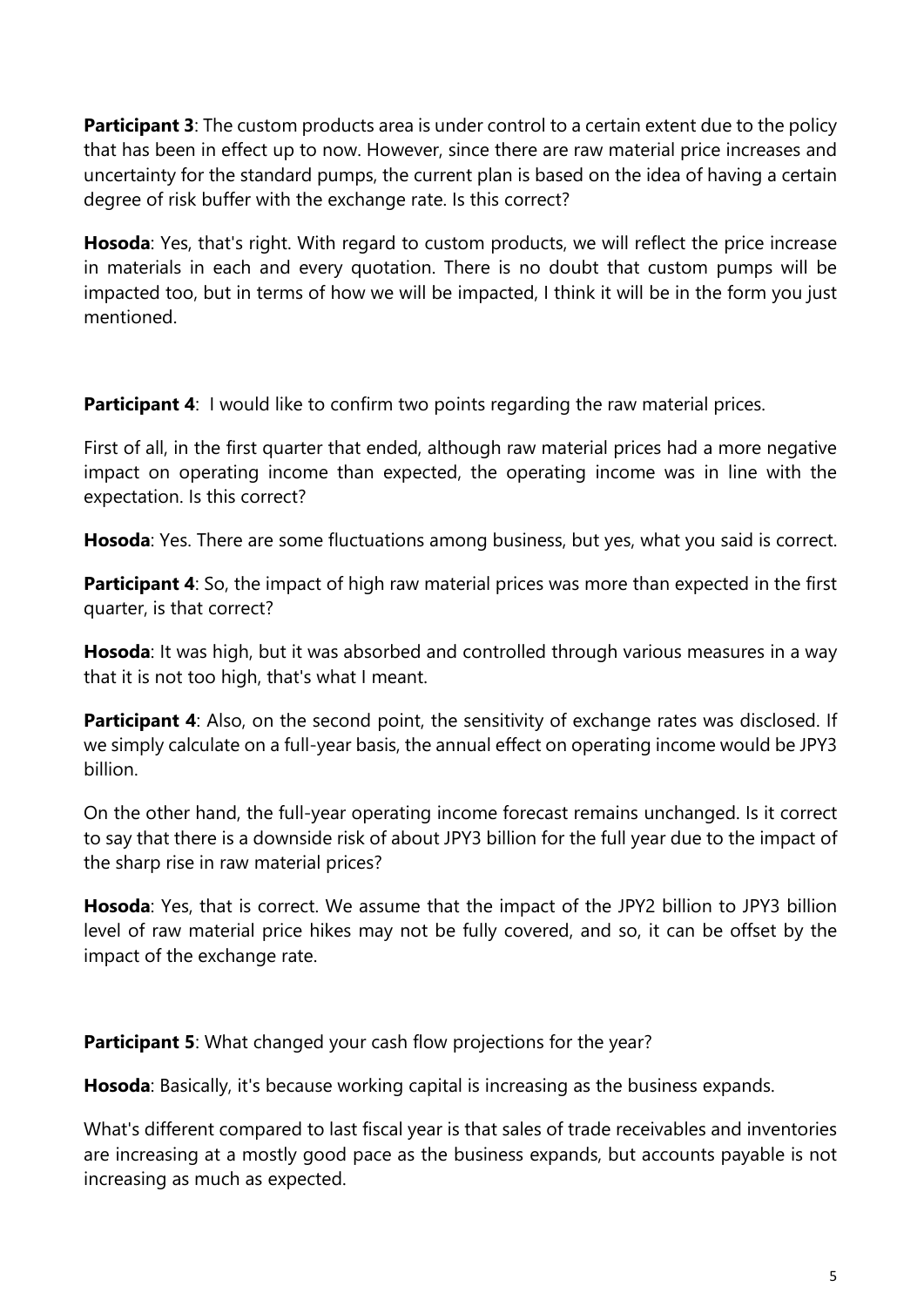**Participant 3**: The custom products area is under control to a certain extent due to the policy that has been in effect up to now. However, since there are raw material price increases and uncertainty for the standard pumps, the current plan is based on the idea of having a certain degree of risk buffer with the exchange rate. Is this correct?

**Hosoda**: Yes, that's right. With regard to custom products, we will reflect the price increase in materials in each and every quotation. There is no doubt that custom pumps will be impacted too, but in terms of how we will be impacted, I think it will be in the form you just mentioned.

**Participant 4**: I would like to confirm two points regarding the raw material prices.

First of all, in the first quarter that ended, although raw material prices had a more negative impact on operating income than expected, the operating income was in line with the expectation. Is this correct?

**Hosoda**: Yes. There are some fluctuations among business, but yes, what you said is correct.

**Participant 4**: So, the impact of high raw material prices was more than expected in the first quarter, is that correct?

**Hosoda**: It was high, but it was absorbed and controlled through various measures in a way that it is not too high, that's what I meant.

**Participant 4**: Also, on the second point, the sensitivity of exchange rates was disclosed. If we simply calculate on a full-year basis, the annual effect on operating income would be JPY3 billion.

On the other hand, the full-year operating income forecast remains unchanged. Is it correct to say that there is a downside risk of about JPY3 billion for the full year due to the impact of the sharp rise in raw material prices?

**Hosoda**: Yes, that is correct. We assume that the impact of the JPY2 billion to JPY3 billion level of raw material price hikes may not be fully covered, and so, it can be offset by the impact of the exchange rate.

**Participant 5**: What changed your cash flow projections for the year?

**Hosoda**: Basically, it's because working capital is increasing as the business expands.

What's different compared to last fiscal year is that sales of trade receivables and inventories are increasing at a mostly good pace as the business expands, but accounts payable is not increasing as much as expected.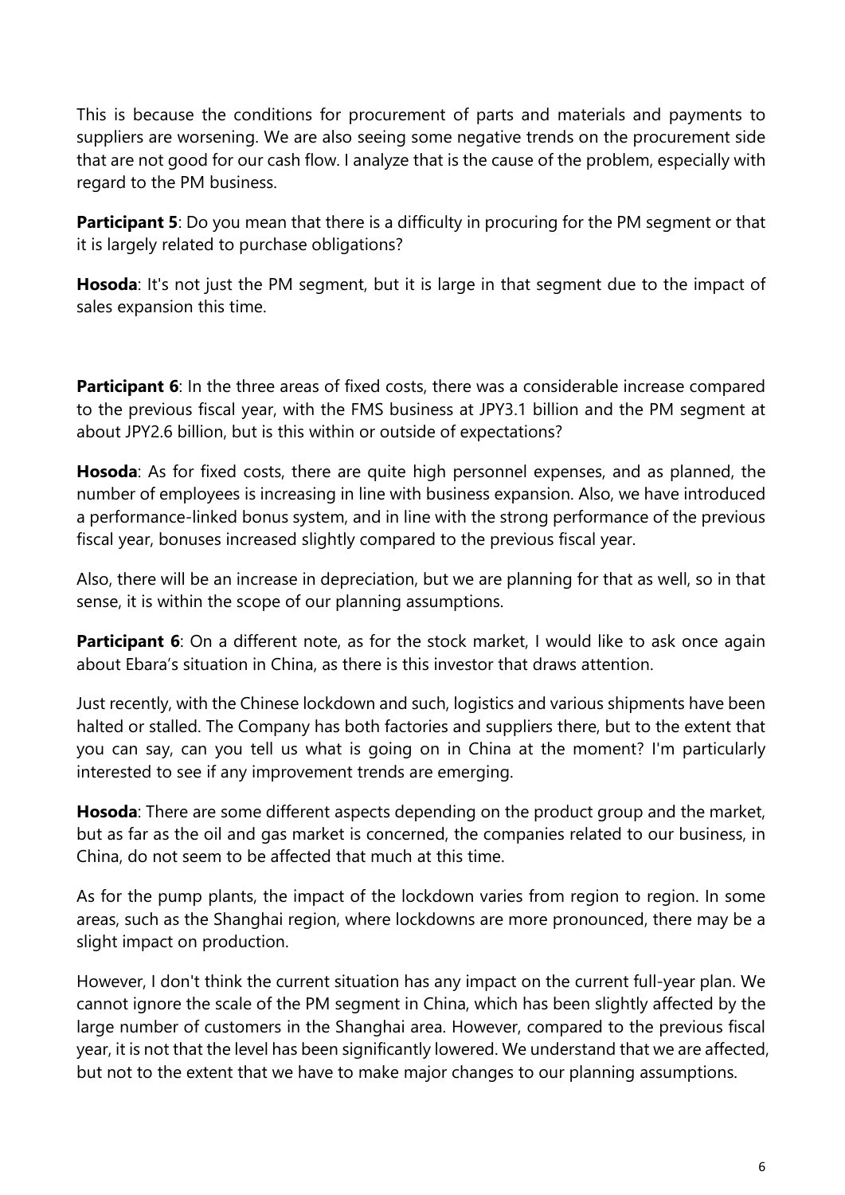This is because the conditions for procurement of parts and materials and payments to suppliers are worsening. We are also seeing some negative trends on the procurement side that are not good for our cash flow. I analyze that is the cause of the problem, especially with regard to the PM business.

**Participant 5**: Do you mean that there is a difficulty in procuring for the PM segment or that it is largely related to purchase obligations?

**Hosoda**: It's not just the PM segment, but it is large in that segment due to the impact of sales expansion this time.

**Participant 6**: In the three areas of fixed costs, there was a considerable increase compared to the previous fiscal year, with the FMS business at JPY3.1 billion and the PM segment at about JPY2.6 billion, but is this within or outside of expectations?

**Hosoda**: As for fixed costs, there are quite high personnel expenses, and as planned, the number of employees is increasing in line with business expansion. Also, we have introduced a performance-linked bonus system, and in line with the strong performance of the previous fiscal year, bonuses increased slightly compared to the previous fiscal year.

Also, there will be an increase in depreciation, but we are planning for that as well, so in that sense, it is within the scope of our planning assumptions.

**Participant 6**: On a different note, as for the stock market, I would like to ask once again about Ebara's situation in China, as there is this investor that draws attention.

Just recently, with the Chinese lockdown and such, logistics and various shipments have been halted or stalled. The Company has both factories and suppliers there, but to the extent that you can say, can you tell us what is going on in China at the moment? I'm particularly interested to see if any improvement trends are emerging.

**Hosoda**: There are some different aspects depending on the product group and the market, but as far as the oil and gas market is concerned, the companies related to our business, in China, do not seem to be affected that much at this time.

As for the pump plants, the impact of the lockdown varies from region to region. In some areas, such as the Shanghai region, where lockdowns are more pronounced, there may be a slight impact on production.

However, I don't think the current situation has any impact on the current full-year plan. We cannot ignore the scale of the PM segment in China, which has been slightly affected by the large number of customers in the Shanghai area. However, compared to the previous fiscal year, it is not that the level has been significantly lowered. We understand that we are affected, but not to the extent that we have to make major changes to our planning assumptions.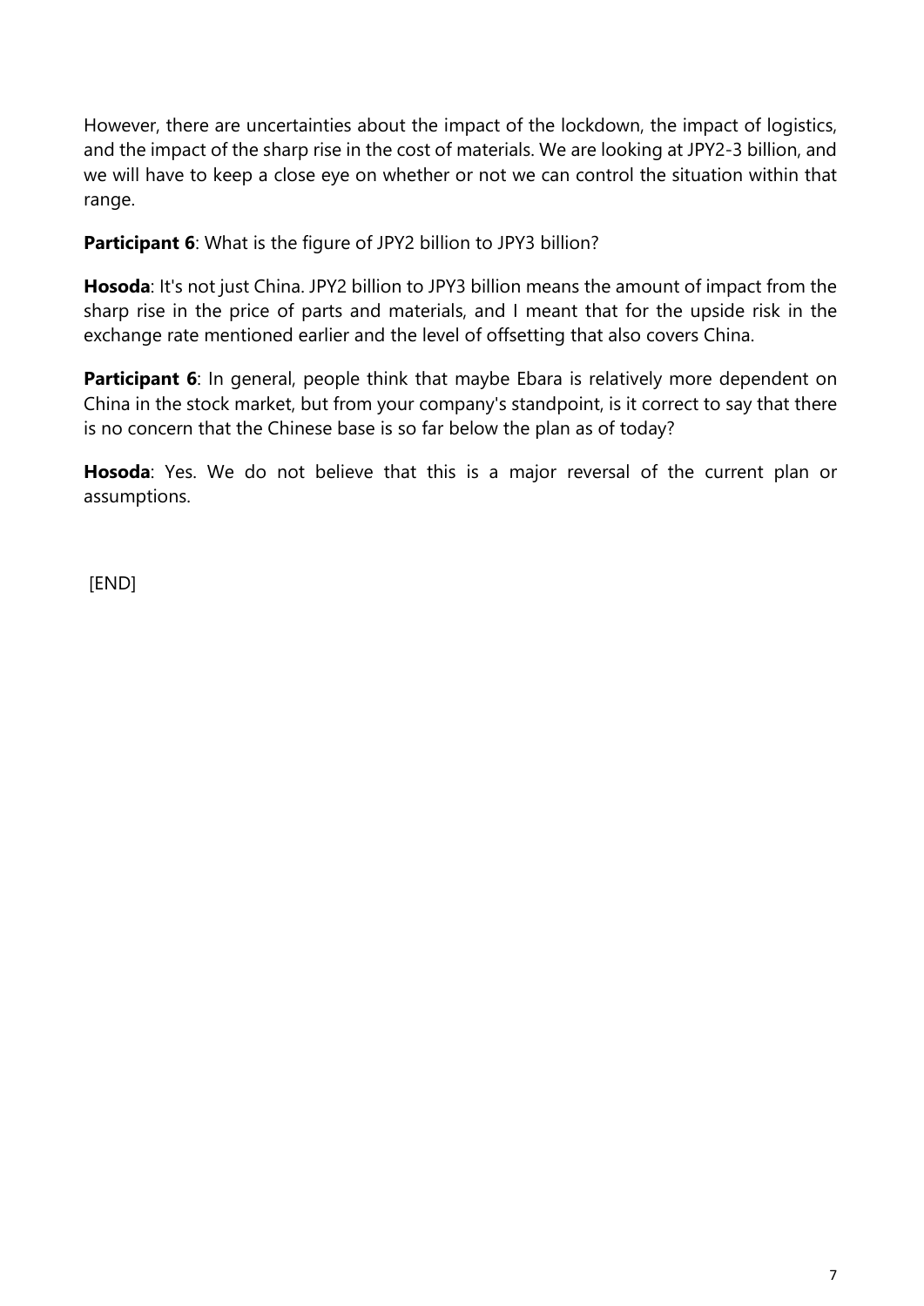However, there are uncertainties about the impact of the lockdown, the impact of logistics, and the impact of the sharp rise in the cost of materials. We are looking at JPY2-3 billion, and we will have to keep a close eye on whether or not we can control the situation within that range.

**Participant 6**: What is the figure of JPY2 billion to JPY3 billion?

**Hosoda**: It's not just China. JPY2 billion to JPY3 billion means the amount of impact from the sharp rise in the price of parts and materials, and I meant that for the upside risk in the exchange rate mentioned earlier and the level of offsetting that also covers China.

**Participant 6**: In general, people think that maybe Ebara is relatively more dependent on China in the stock market, but from your company's standpoint, is it correct to say that there is no concern that the Chinese base is so far below the plan as of today?

**Hosoda**: Yes. We do not believe that this is a major reversal of the current plan or assumptions.

[END]